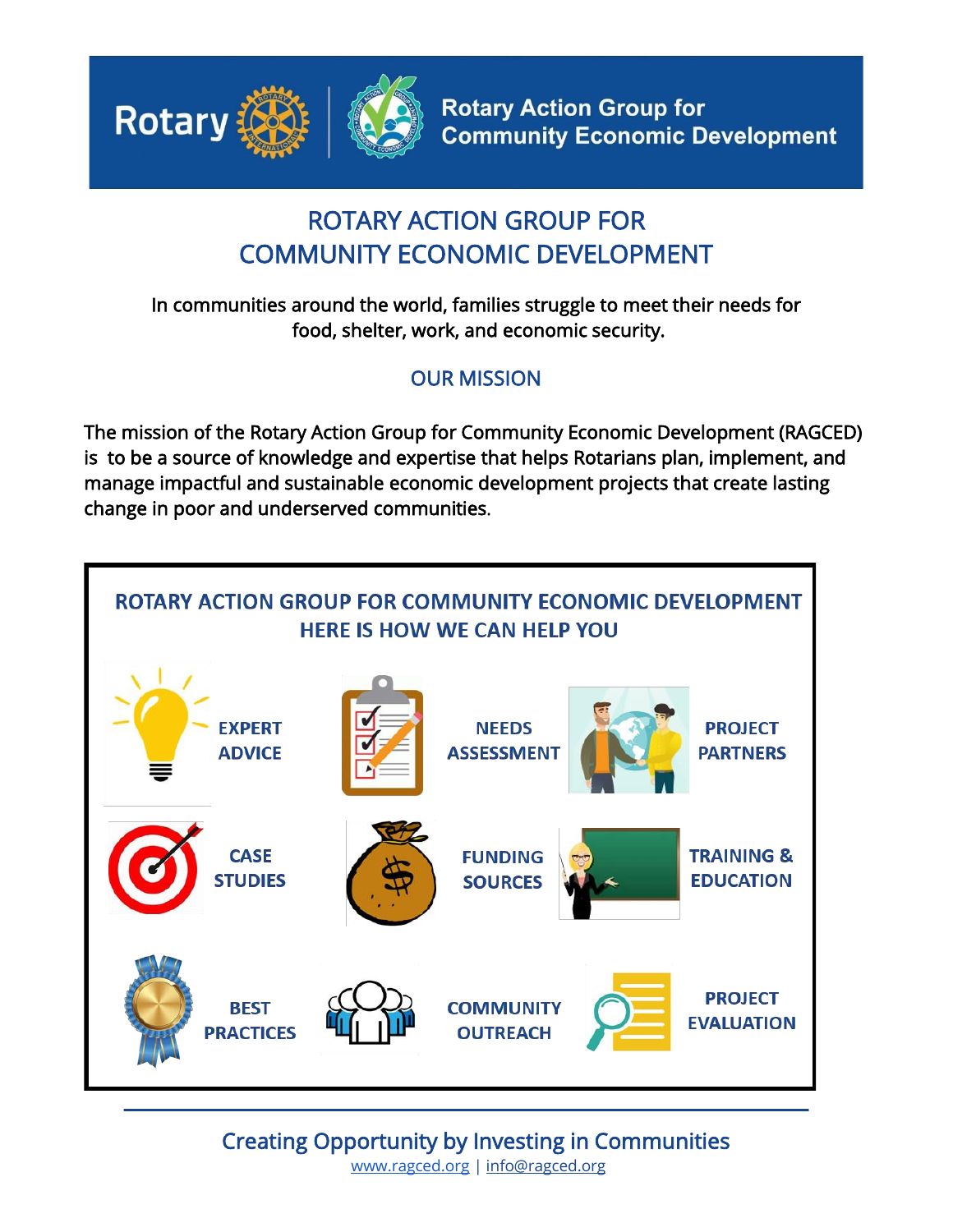Rotary | Rotary Action Group for Community Economic Development

# ROTARY ACTION GROUP FOR COMMUNITY ECONOMIC DEVELOPMENT

In communities around the world, families struggle to meet their needs for food, shelter, work, and economic security.

## OUR MISSION

The mission of the Rotary Action Group for Community Economic Development (RAGCED) is to be a source of knowledge and expertise that helps Rotarians plan, implement, and manage impactful and sustainable economic development projects that create lasting change in poor and underserved communities.

## ROTARY ACTION GROUP FOR COMMUNITY ECONOMIC DEVELOPMENT HERE IS HOW WE CAN HELP YOU

- **EXPERT ADVICE**
- **NEEDS ASSESSMENT**
- **PROJECT PARTNERS**
- **CASE STUDIES**
- **FUNDING SOURCES**
- **TRAINING & EDUCATION**
- **BEST PRACTICES**
- **COMMUNITY OUTREACH**
- **PROJECT EVALUATION**

---

Creating Opportunity by Investing in Communities

www.ragced.org | info@ragced.org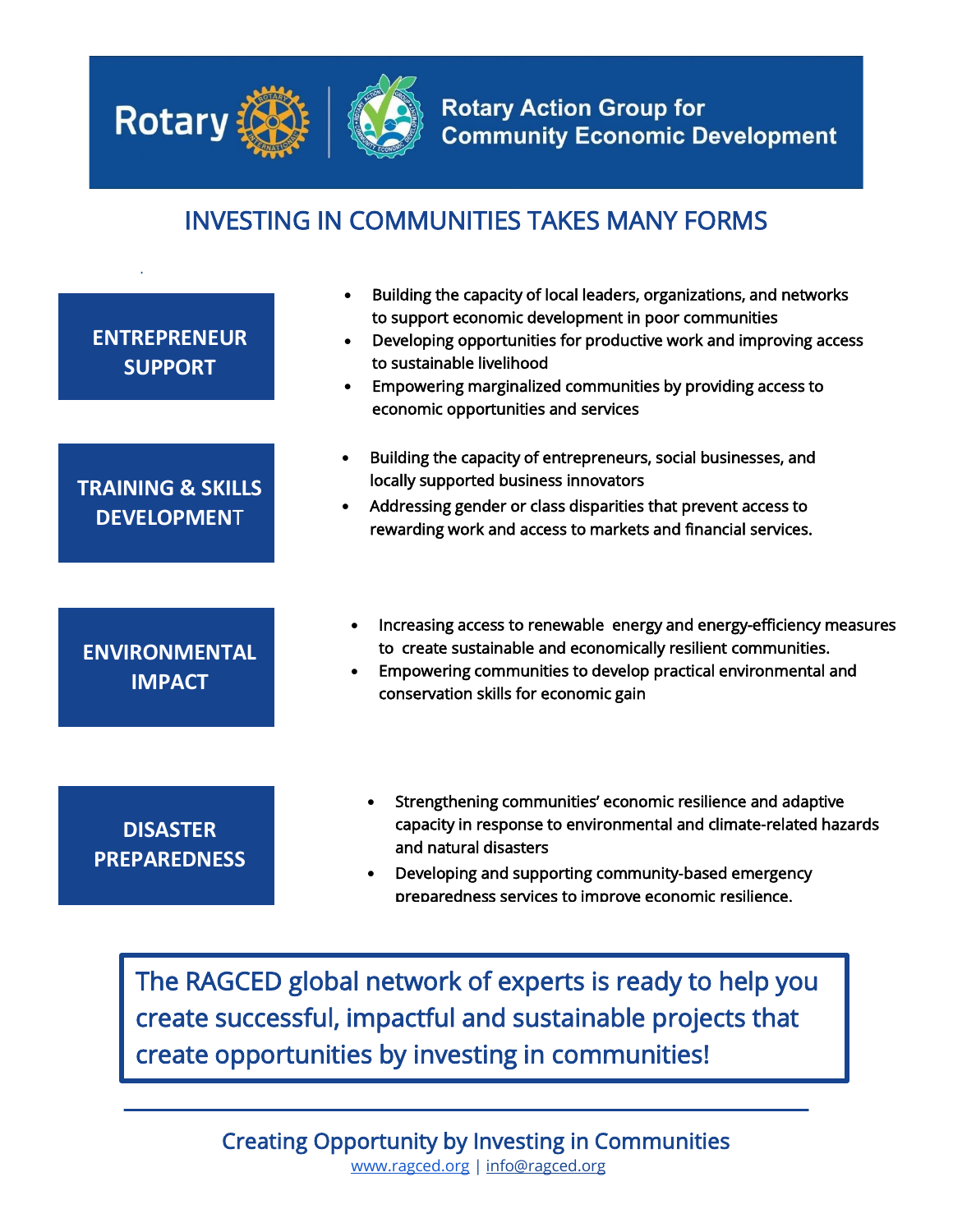Rotary | Rotary Action Group for Community Economic Development

# INVESTING IN COMMUNITIES TAKES MANY FORMS

## ENTREPRENEUR SUPPORT

- Building the capacity of local leaders, organizations, and networks to support economic development in poor communities
- Developing opportunities for productive work and improving access to sustainable livelihood
- Empowering marginalized communities by providing access to economic opportunities and services

## TRAINING & SKILLS DEVELOPMENT

- Building the capacity of entrepreneurs, social businesses, and locally supported business innovators
- Addressing gender or class disparities that prevent access to rewarding work and access to markets and financial services.

## ENVIRONMENTAL IMPACT

- Increasing access to renewable energy and energy-efficiency measures to create sustainable and economically resilient communities.
- Empowering communities to develop practical environmental and conservation skills for economic gain

## DISASTER PREPAREDNESS

- Strengthening communities' economic resilience and adaptive capacity in response to environmental and climate-related hazards and natural disasters
- Developing and supporting community-based emergency preparedness services to improve economic resilience.

> The RAGCED global network of experts is ready to help you create successful, impactful and sustainable projects that create opportunities by investing in communities!

---

Creating Opportunity by Investing in Communities

www.ragced.org | info@ragced.org